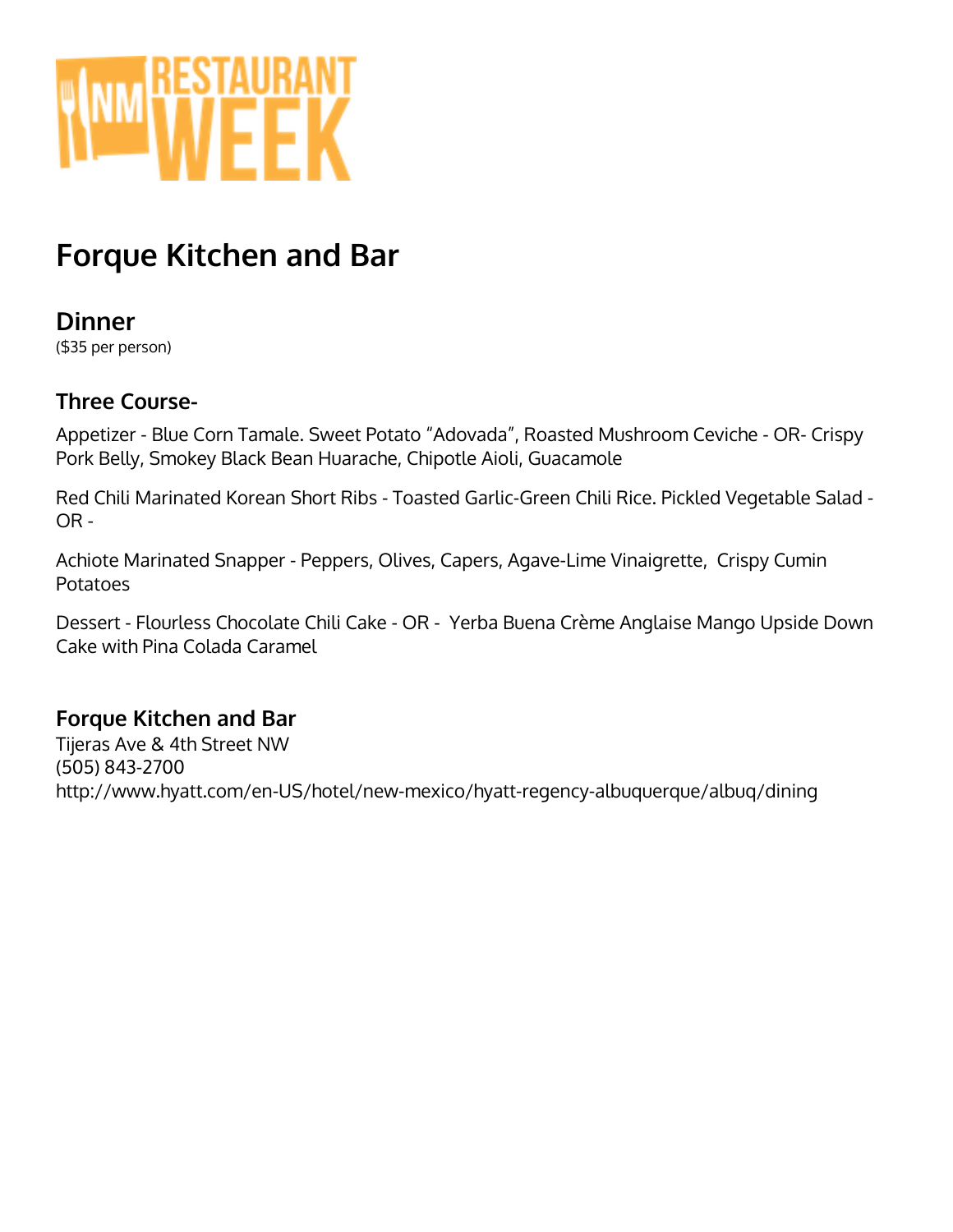# Forque Kitchen and Bar

## Dinner

($35 per person)

### Three Course-

Appetizer - Blue Corn Tamale. Sweet Potato "Adovada", Roasted Mushroom Ceviche - OR- Crispy Pork Belly, Smokey Black Bean Huarache, Chipotle Aioli, Guacamole

Red Chili Marinated Korean Short Ribs - Toasted Garlic-Green Chili Rice. Pickled Vegetable Salad - OR -

Achiote Marinated Snapper - Peppers, Olives, Capers, Agave-Lime Vinaigrette, Crispy Cumin Potatoes

Dessert - Flourless Chocolate Chili Cake - OR - Yerba Buena Crème Anglaise Mango Upside Down Cake with Pina Colada Caramel

### Forque Kitchen and Bar

Tijeras Ave & 4th Street NW
(505) 843-2700
http://www.hyatt.com/en-US/hotel/new-mexico/hyatt-regency-albuquerque/albuq/dining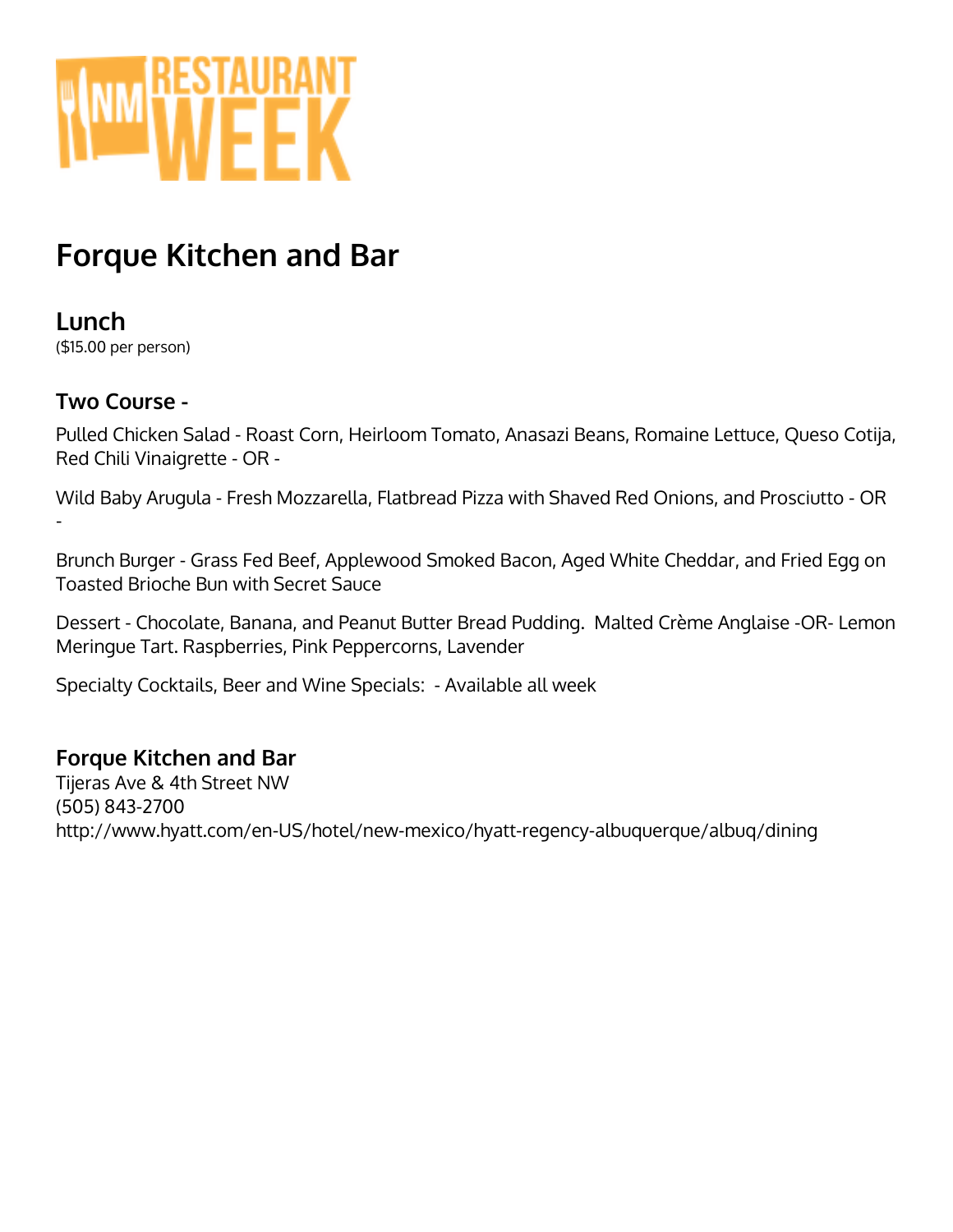# Forque Kitchen and Bar

## Lunch

($15.00 per person)

### Two Course -

Pulled Chicken Salad - Roast Corn, Heirloom Tomato, Anasazi Beans, Romaine Lettuce, Queso Cotija, Red Chili Vinaigrette - OR -

Wild Baby Arugula - Fresh Mozzarella, Flatbread Pizza with Shaved Red Onions, and Prosciutto - OR -

Brunch Burger - Grass Fed Beef, Applewood Smoked Bacon, Aged White Cheddar, and Fried Egg on Toasted Brioche Bun with Secret Sauce

Dessert - Chocolate, Banana, and Peanut Butter Bread Pudding. Malted Crème Anglaise -OR- Lemon Meringue Tart. Raspberries, Pink Peppercorns, Lavender

Specialty Cocktails, Beer and Wine Specials: - Available all week

### Forque Kitchen and Bar

Tijeras Ave & 4th Street NW
(505) 843-2700
http://www.hyatt.com/en-US/hotel/new-mexico/hyatt-regency-albuquerque/albuq/dining